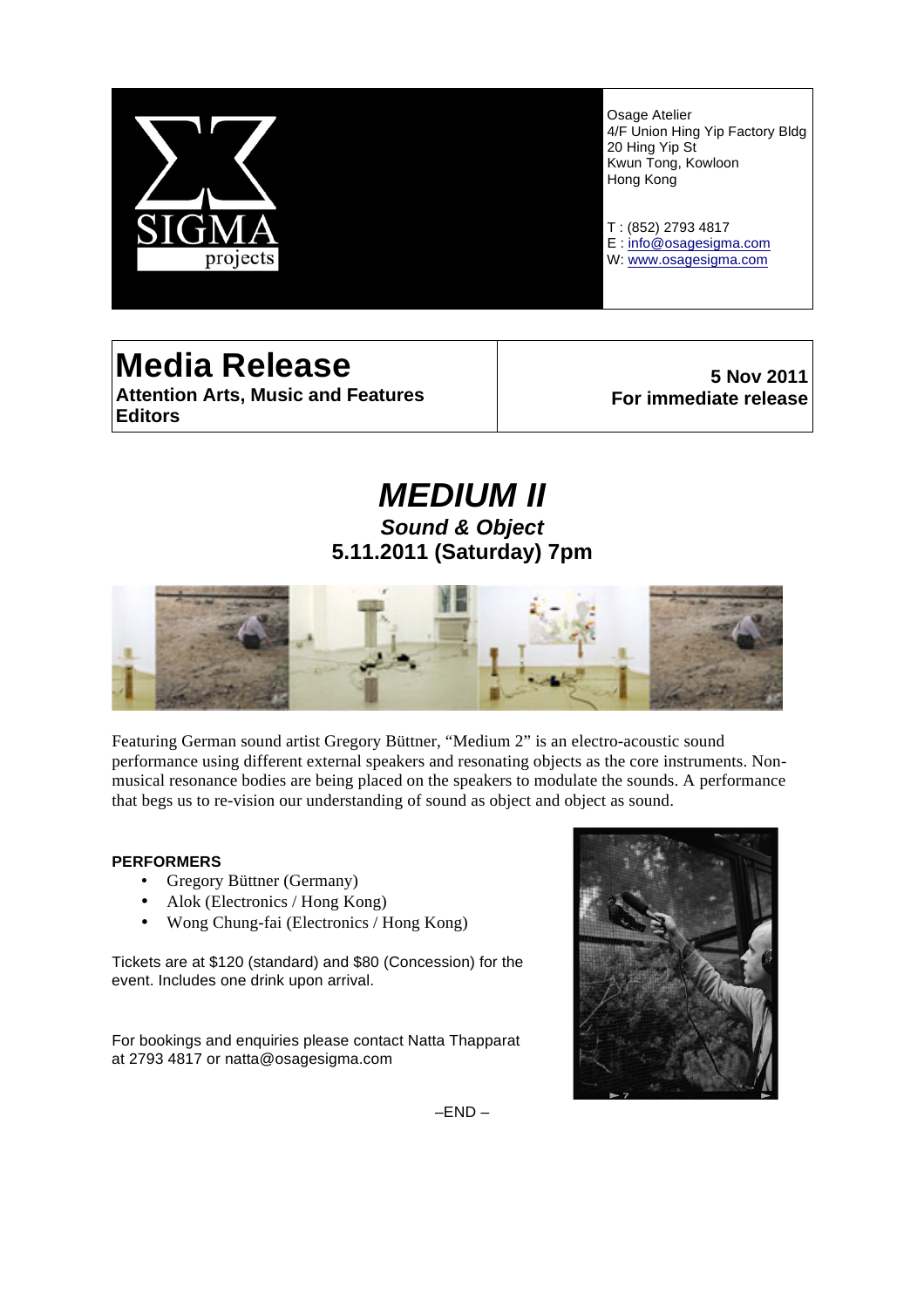SIGMA projects

Osage Atelier
4/F Union Hing Yip Factory Bldg
20 Hing Yip St
Kwun Tong, Kowloon
Hong Kong

T : (852) 2793 4817
E : info@osagesigma.com
W: www.osagesigma.com

# Media Release

**Attention Arts, Music and Features Editors**

**5 Nov 2011**
**For immediate release**

## *MEDIUM II*

### *Sound & Object*

### 5.11.2011 (Saturday) 7pm

Featuring German sound artist Gregory Büttner, "Medium 2" is an electro-acoustic sound performance using different external speakers and resonating objects as the core instruments. Non-musical resonance bodies are being placed on the speakers to modulate the sounds. A performance that begs us to re-vision our understanding of sound as object and object as sound.

**PERFORMERS**

- Gregory Büttner (Germany)
- Alok (Electronics / Hong Kong)
- Wong Chung-fai (Electronics / Hong Kong)

Tickets are at $120 (standard) and $80 (Concession) for the event. Includes one drink upon arrival.

For bookings and enquiries please contact Natta Thapparat at 2793 4817 or natta@osagesigma.com

–END –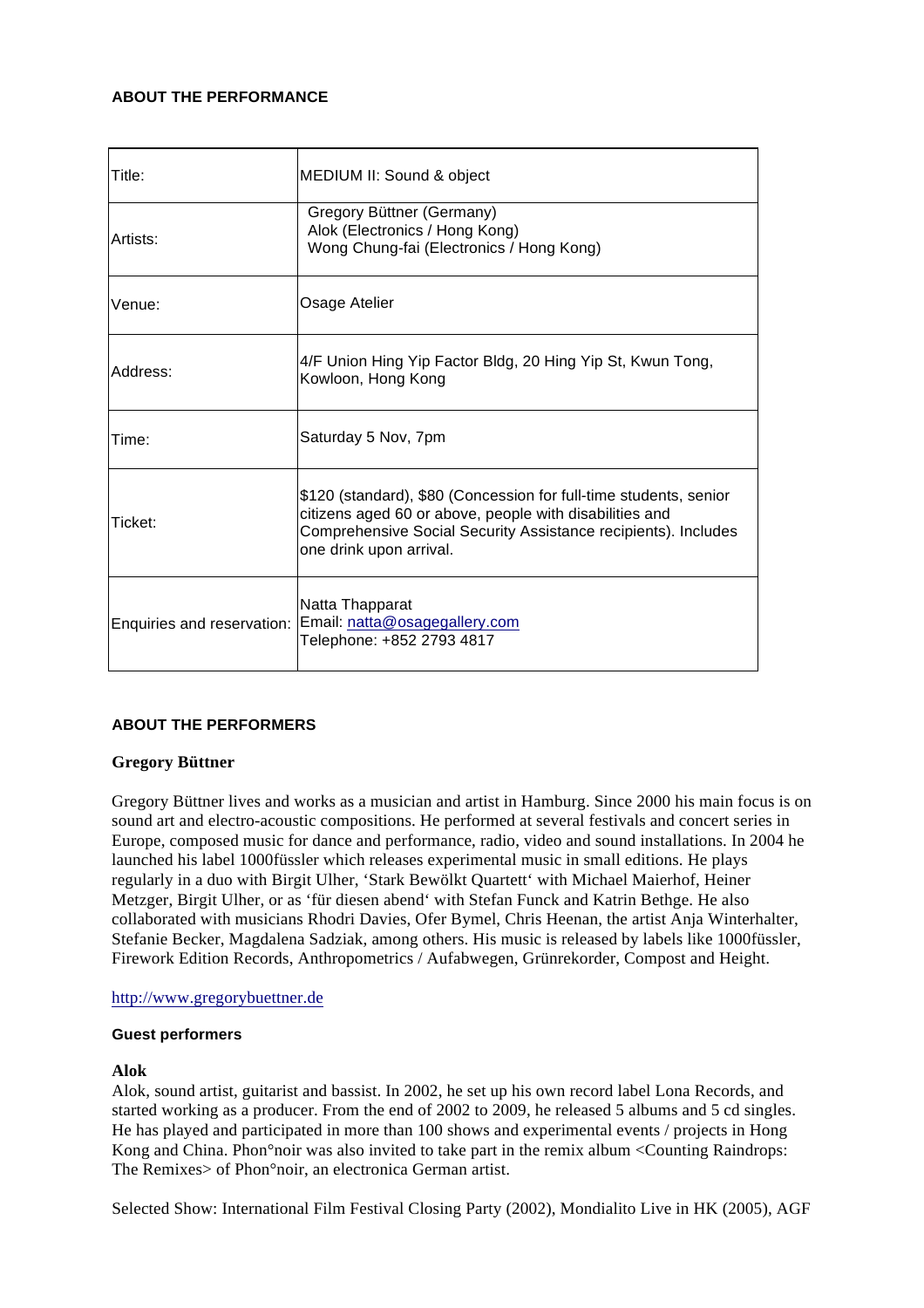#### ABOUT THE PERFORMANCE

| | |
|---|---|
| Title: | MEDIUM II: Sound & object |
| Artists: | Gregory Büttner (Germany)<br>Alok (Electronics / Hong Kong)<br>Wong Chung-fai (Electronics / Hong Kong) |
| Venue: | Osage Atelier |
| Address: | 4/F Union Hing Yip Factor Bldg, 20 Hing Yip St, Kwun Tong, Kowloon, Hong Kong |
| Time: | Saturday 5 Nov, 7pm |
| Ticket: | $120 (standard), $80 (Concession for full-time students, senior citizens aged 60 or above, people with disabilities and Comprehensive Social Security Assistance recipients). Includes one drink upon arrival. |
| Enquiries and reservation: | Natta Thapparat<br>Email: natta@osagegallery.com<br>Telephone: +852 2793 4817 |

#### ABOUT THE PERFORMERS

**Gregory Büttner**

Gregory Büttner lives and works as a musician and artist in Hamburg. Since 2000 his main focus is on sound art and electro-acoustic compositions. He performed at several festivals and concert series in Europe, composed music for dance and performance, radio, video and sound installations. In 2004 he launched his label 1000füssler which releases experimental music in small editions. He plays regularly in a duo with Birgit Ulher, 'Stark Bewölkt Quartett' with Michael Maierhof, Heiner Metzger, Birgit Ulher, or as 'für diesen abend' with Stefan Funck and Katrin Bethge. He also collaborated with musicians Rhodri Davies, Ofer Bymel, Chris Heenan, the artist Anja Winterhalter, Stefanie Becker, Magdalena Sadziak, among others. His music is released by labels like 1000füssler, Firework Edition Records, Anthropometrics / Aufabwegen, Grünrekorder, Compost and Height.

http://www.gregorybuettner.de

**Guest performers**

**Alok**

Alok, sound artist, guitarist and bassist. In 2002, he set up his own record label Lona Records, and started working as a producer. From the end of 2002 to 2009, he released 5 albums and 5 cd singles. He has played and participated in more than 100 shows and experimental events / projects in Hong Kong and China. Phon°noir was also invited to take part in the remix album <Counting Raindrops: The Remixes> of Phon°noir, an electronica German artist.

Selected Show: International Film Festival Closing Party (2002), Mondialito Live in HK (2005), AGF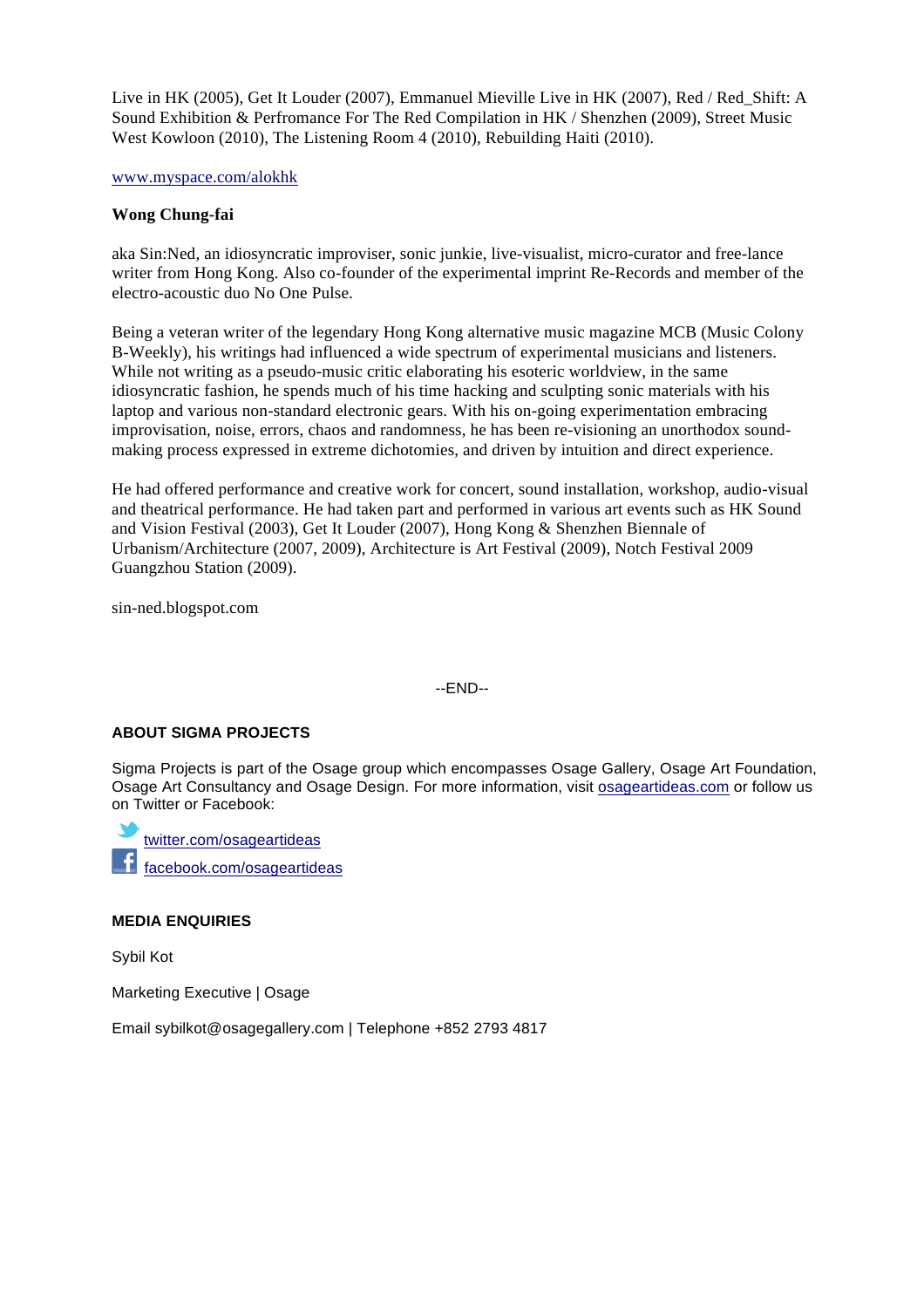Live in HK (2005), Get It Louder (2007), Emmanuel Mieville Live in HK (2007), Red / Red_Shift: A Sound Exhibition & Perfromance For The Red Compilation in HK / Shenzhen (2009), Street Music West Kowloon (2010), The Listening Room 4 (2010), Rebuilding Haiti (2010).

www.myspace.com/alokhk

**Wong Chung-fai**

aka Sin:Ned, an idiosyncratic improviser, sonic junkie, live-visualist, micro-curator and free-lance writer from Hong Kong. Also co-founder of the experimental imprint Re-Records and member of the electro-acoustic duo No One Pulse.

Being a veteran writer of the legendary Hong Kong alternative music magazine MCB (Music Colony B-Weekly), his writings had influenced a wide spectrum of experimental musicians and listeners. While not writing as a pseudo-music critic elaborating his esoteric worldview, in the same idiosyncratic fashion, he spends much of his time hacking and sculpting sonic materials with his laptop and various non-standard electronic gears. With his on-going experimentation embracing improvisation, noise, errors, chaos and randomness, he has been re-visioning an unorthodox sound-making process expressed in extreme dichotomies, and driven by intuition and direct experience.

He had offered performance and creative work for concert, sound installation, workshop, audio-visual and theatrical performance. He had taken part and performed in various art events such as HK Sound and Vision Festival (2003), Get It Louder (2007), Hong Kong & Shenzhen Biennale of Urbanism/Architecture (2007, 2009), Architecture is Art Festival (2009), Notch Festival 2009 Guangzhou Station (2009).

sin-ned.blogspot.com

--END--

**ABOUT SIGMA PROJECTS**

Sigma Projects is part of the Osage group which encompasses Osage Gallery, Osage Art Foundation, Osage Art Consultancy and Osage Design. For more information, visit osageartideas.com or follow us on Twitter or Facebook:

twitter.com/osageartideas

facebook.com/osageartideas

**MEDIA ENQUIRIES**

Sybil Kot

Marketing Executive | Osage

Email sybilkot@osagegallery.com | Telephone +852 2793 4817